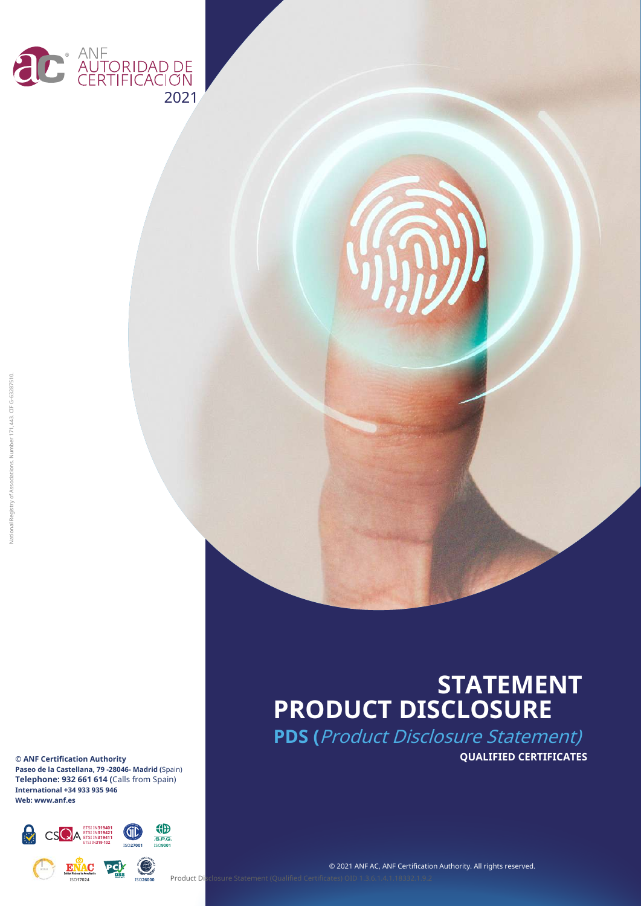ANF AUTORIDAD DE CERTIFICACIÓN

2021

National Registry of Associations. Number 171.443. CIF G-63287510.

# STATEMENT PRODUCT DISCLOSURE

**PDS (***Product Disclosure Statement)*

**QUALIFIED CERTIFICATES**

**© ANF Certification Authority**
**Paseo de la Castellana, 79 -28046- Madrid** (Spain)
**Telephone: 932 661 614** (Calls from Spain)
**International +34 933 935 946**
**Web: www.anf.es**

ETSI IN319401
ETSI IN319421
ETSI IN319411
ETSI IN319-102

ISO27001 ISO9001

ISO17024 ISO26000

© 2021 ANF AC, ANF Certification Authority. All rights reserved.

Product Disclosure Statement (Qualified Certificates) OID 1.3.6.1.4.1.18332.1.9.2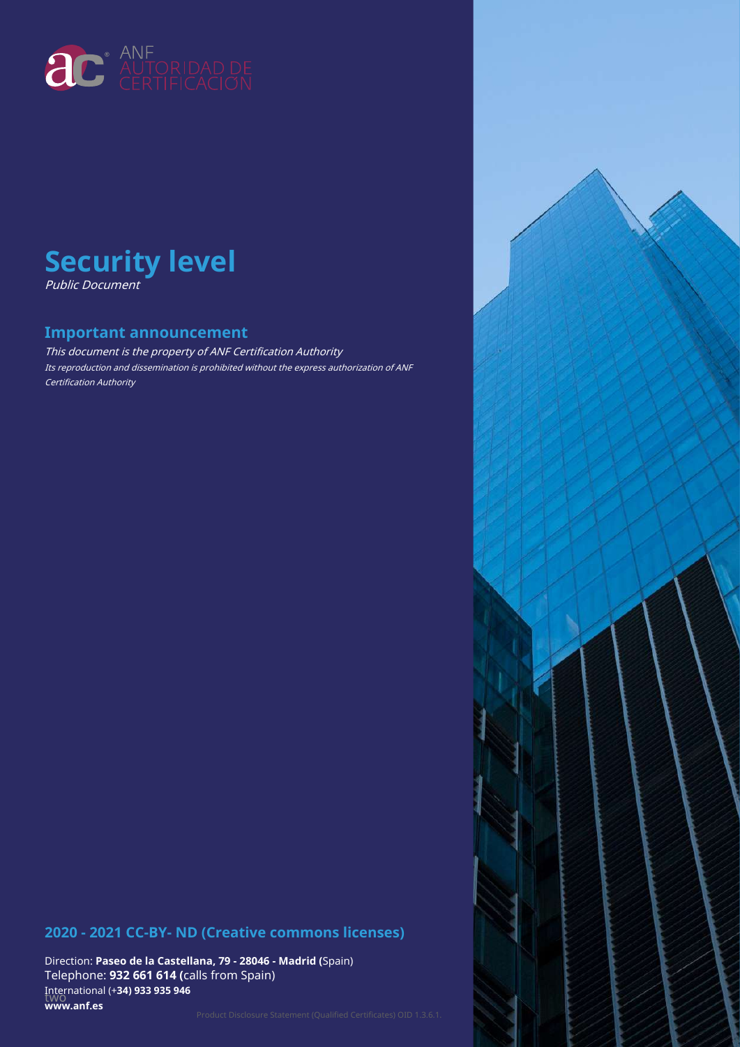ANF AUTORIDAD DE CERTIFICACIÓN

# Security level

*Public Document*

## Important announcement

*This document is the property of ANF Certification Authority*

*Its reproduction and dissemination is prohibited without the express authorization of ANF Certification Authority*

## 2020 - 2021 CC-BY- ND (Creative commons licenses)

Direction: **Paseo de la Castellana, 79 - 28046 - Madrid (**Spain)
Telephone: **932 661 614 (**calls from Spain)
International (+**34) 933 935 946**
two
**www.anf.es**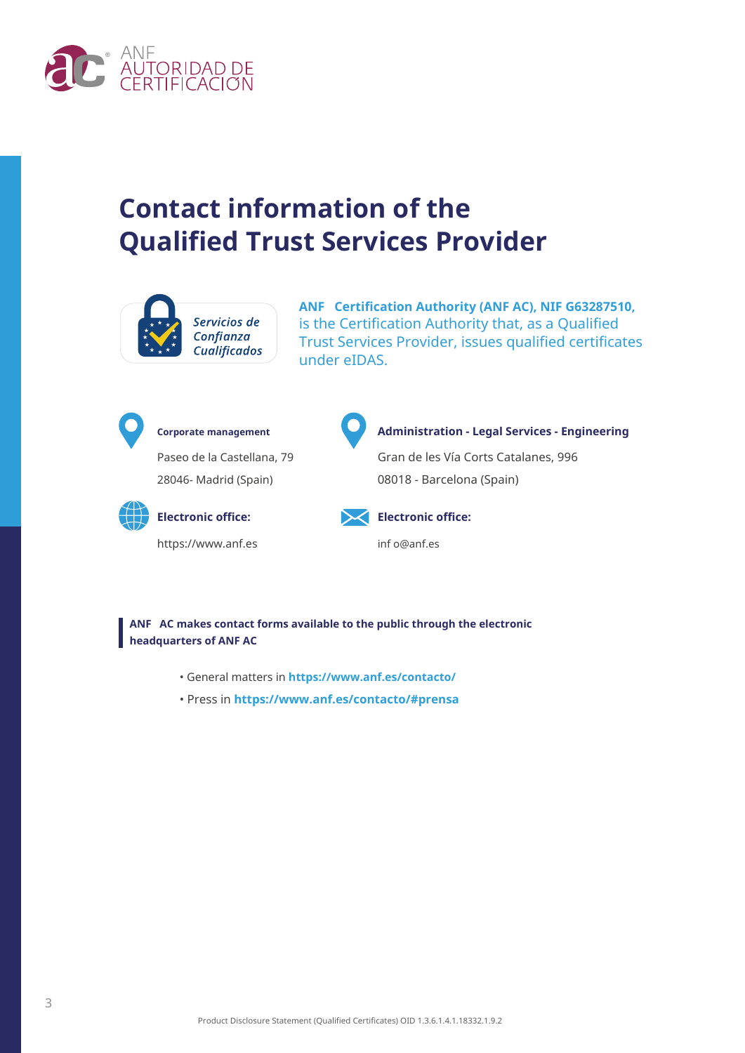# Contact information of the Qualified Trust Services Provider

Servicios de Confianza Cualificados

**ANF Certification Authority (ANF AC), NIF G63287510,** is the Certification Authority that, as a Qualified Trust Services Provider, issues qualified certificates under eIDAS.

**Corporate management**

Paseo de la Castellana, 79

28046- Madrid (Spain)

**Administration - Legal Services - Engineering**

Gran de les Vía Corts Catalanes, 996

08018 - Barcelona (Spain)

**Electronic office:**

https://www.anf.es

**Electronic office:**

inf o@anf.es

**ANF AC makes contact forms available to the public through the electronic headquarters of ANF AC**

- General matters in **https://www.anf.es/contacto/**
- Press in **https://www.anf.es/contacto/#prensa**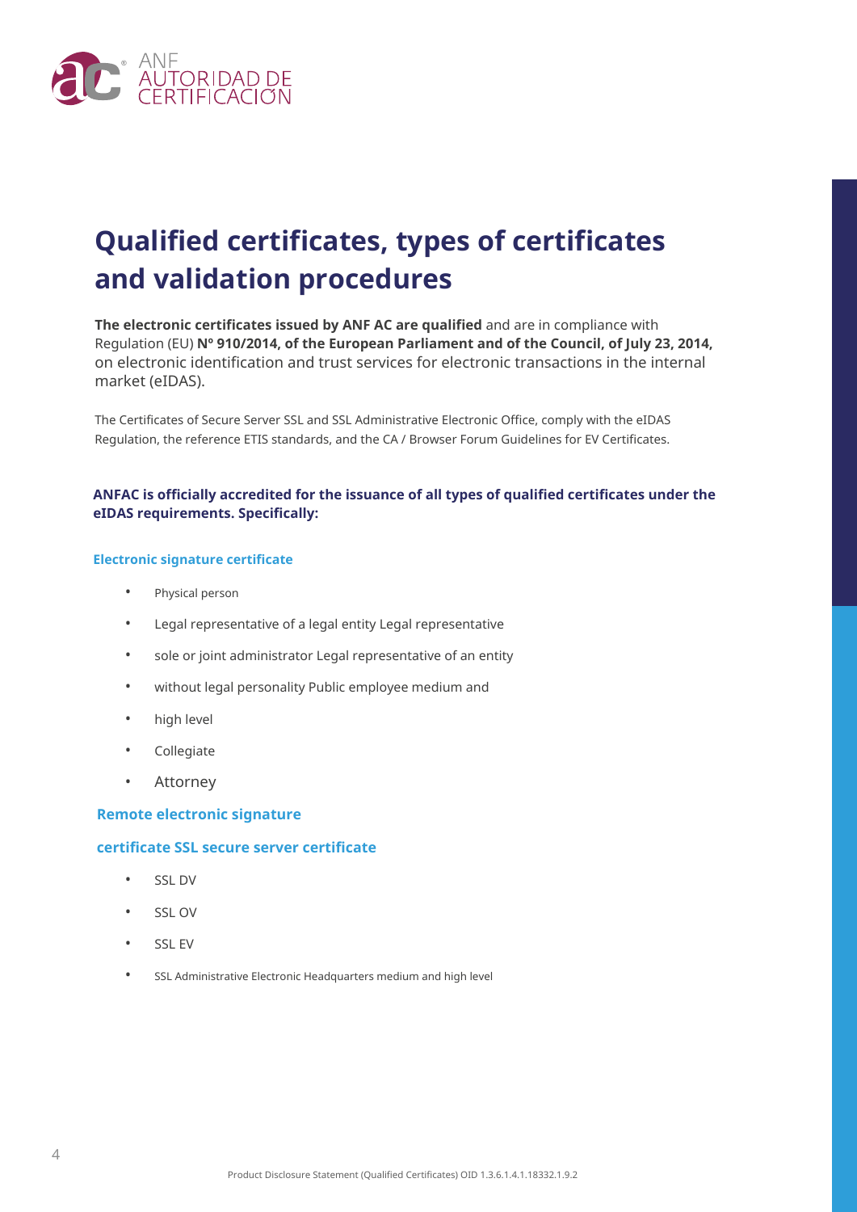# Qualified certificates, types of certificates and validation procedures

**The electronic certificates issued by ANF AC are qualified** and are in compliance with Regulation (EU) **Nº 910/2014, of the European Parliament and of the Council, of July 23, 2014,** on electronic identification and trust services for electronic transactions in the internal market (eIDAS).

The Certificates of Secure Server SSL and SSL Administrative Electronic Office, comply with the eIDAS Regulation, the reference ETIS standards, and the CA / Browser Forum Guidelines for EV Certificates.

**ANFAC is officially accredited for the issuance of all types of qualified certificates under the eIDAS requirements. Specifically:**

#### Electronic signature certificate

- Physical person
- Legal representative of a legal entity Legal representative
- sole or joint administrator Legal representative of an entity
- without legal personality Public employee medium and
- high level
- Collegiate
- Attorney

#### Remote electronic signature

#### certificate SSL secure server certificate

- SSL DV
- SSL OV
- SSL EV
- SSL Administrative Electronic Headquarters medium and high level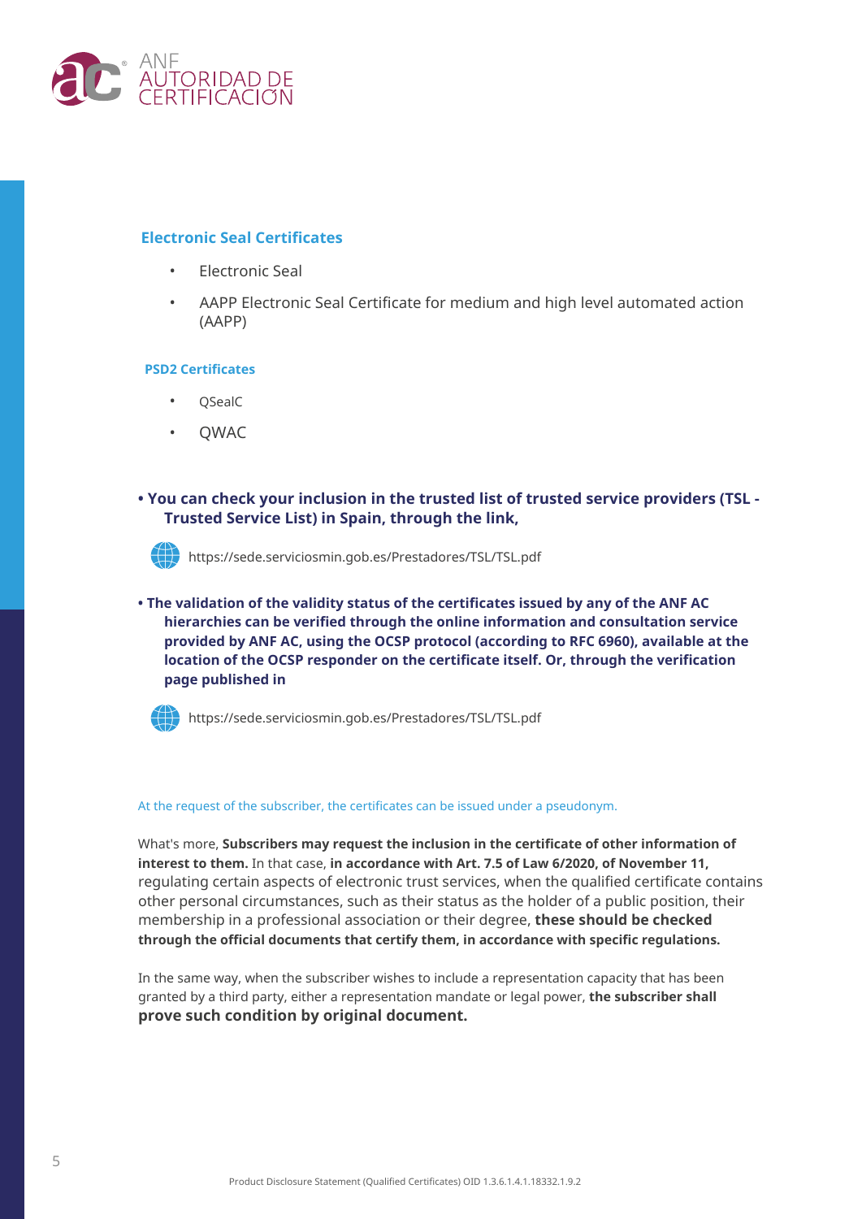### Electronic Seal Certificates

- Electronic Seal
- AAPP Electronic Seal Certificate for medium and high level automated action (AAPP)

#### PSD2 Certificates

- QSealC
- QWAC

**• You can check your inclusion in the trusted list of trusted service providers (TSL - Trusted Service List) in Spain, through the link,**

https://sede.serviciosmin.gob.es/Prestadores/TSL/TSL.pdf

**• The validation of the validity status of the certificates issued by any of the ANF AC hierarchies can be verified through the online information and consultation service provided by ANF AC, using the OCSP protocol (according to RFC 6960), available at the location of the OCSP responder on the certificate itself. Or, through the verification page published in**

https://sede.serviciosmin.gob.es/Prestadores/TSL/TSL.pdf

At the request of the subscriber, the certificates can be issued under a pseudonym.

What's more, **Subscribers may request the inclusion in the certificate of other information of interest to them.** In that case, **in accordance with Art. 7.5 of Law 6/2020, of November 11,** regulating certain aspects of electronic trust services, when the qualified certificate contains other personal circumstances, such as their status as the holder of a public position, their membership in a professional association or their degree, **these should be checked through the official documents that certify them, in accordance with specific regulations.**

In the same way, when the subscriber wishes to include a representation capacity that has been granted by a third party, either a representation mandate or legal power, **the subscriber shall prove such condition by original document.**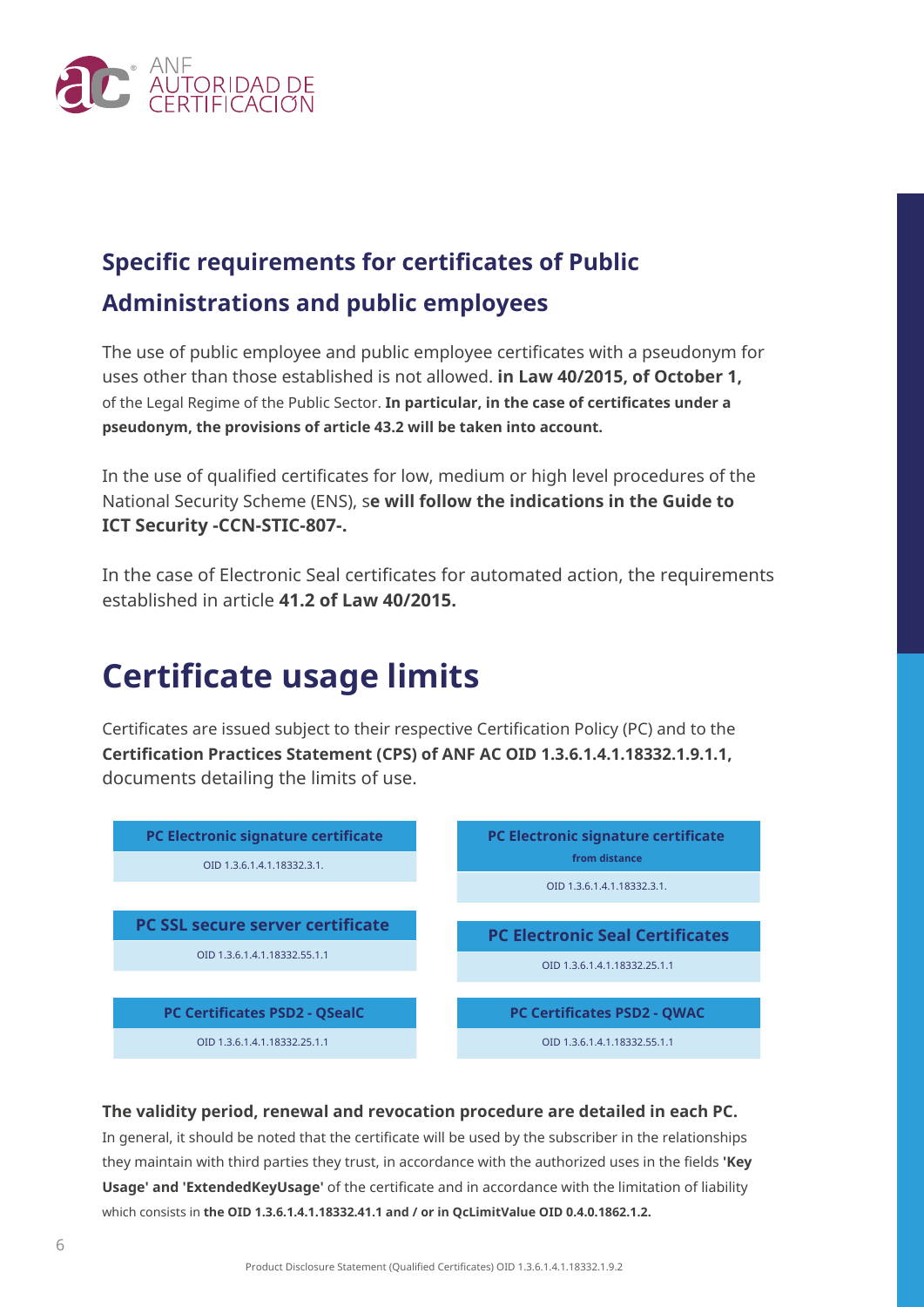## Specific requirements for certificates of Public Administrations and public employees

The use of public employee and public employee certificates with a pseudonym for uses other than those established is not allowed. **in Law 40/2015, of October 1,** of the Legal Regime of the Public Sector. **In particular, in the case of certificates under a pseudonym, the provisions of article 43.2 will be taken into account.**

In the use of qualified certificates for low, medium or high level procedures of the National Security Scheme (ENS), s**e will follow the indications in the Guide to ICT Security -CCN-STIC-807-.**

In the case of Electronic Seal certificates for automated action, the requirements established in article **41.2 of Law 40/2015.**

# Certificate usage limits

Certificates are issued subject to their respective Certification Policy (PC) and to the **Certification Practices Statement (CPS) of ANF AC OID 1.3.6.1.4.1.18332.1.9.1.1,** documents detailing the limits of use.

**PC Electronic signature certificate**
OID 1.3.6.1.4.1.18332.3.1.

**PC Electronic signature certificate from distance**
OID 1.3.6.1.4.1.18332.3.1.

**PC SSL secure server certificate**
OID 1.3.6.1.4.1.18332.55.1.1

**PC Electronic Seal Certificates**
OID 1.3.6.1.4.1.18332.25.1.1

**PC Certificates PSD2 - QSealC**
OID 1.3.6.1.4.1.18332.25.1.1

**PC Certificates PSD2 - QWAC**
OID 1.3.6.1.4.1.18332.55.1.1

**The validity period, renewal and revocation procedure are detailed in each PC.**

In general, it should be noted that the certificate will be used by the subscriber in the relationships they maintain with third parties they trust, in accordance with the authorized uses in the fields **'Key Usage' and 'ExtendedKeyUsage'** of the certificate and in accordance with the limitation of liability which consists in **the OID 1.3.6.1.4.1.18332.41.1 and / or in QcLimitValue OID 0.4.0.1862.1.2.**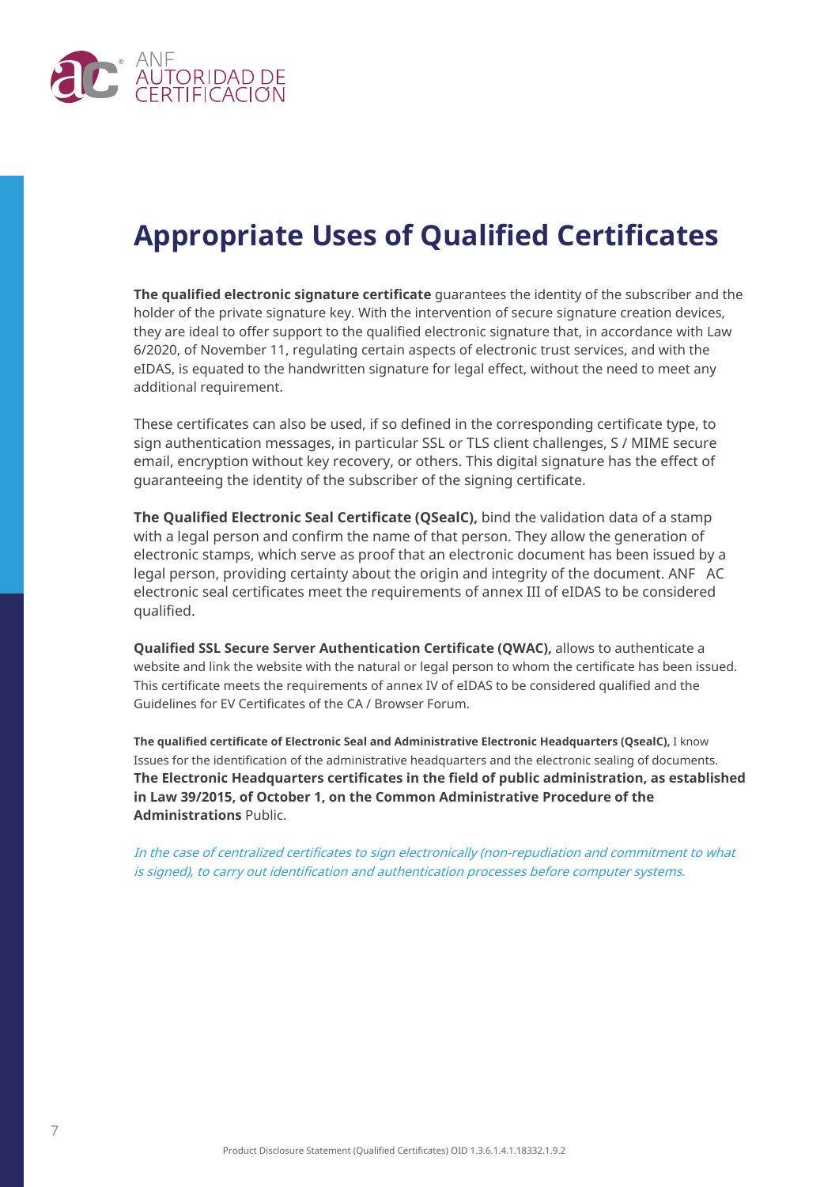# Appropriate Uses of Qualified Certificates

**The qualified electronic signature certificate** guarantees the identity of the subscriber and the holder of the private signature key. With the intervention of secure signature creation devices, they are ideal to offer support to the qualified electronic signature that, in accordance with Law 6/2020, of November 11, regulating certain aspects of electronic trust services, and with the eIDAS, is equated to the handwritten signature for legal effect, without the need to meet any additional requirement.

These certificates can also be used, if so defined in the corresponding certificate type, to sign authentication messages, in particular SSL or TLS client challenges, S / MIME secure email, encryption without key recovery, or others. This digital signature has the effect of guaranteeing the identity of the subscriber of the signing certificate.

**The Qualified Electronic Seal Certificate (QSealC),** bind the validation data of a stamp with a legal person and confirm the name of that person. They allow the generation of electronic stamps, which serve as proof that an electronic document has been issued by a legal person, providing certainty about the origin and integrity of the document. ANF AC electronic seal certificates meet the requirements of annex III of eIDAS to be considered qualified.

**Qualified SSL Secure Server Authentication Certificate (QWAC),** allows to authenticate a website and link the website with the natural or legal person to whom the certificate has been issued. This certificate meets the requirements of annex IV of eIDAS to be considered qualified and the Guidelines for EV Certificates of the CA / Browser Forum.

**The qualified certificate of Electronic Seal and Administrative Electronic Headquarters (QsealC),** I know Issues for the identification of the administrative headquarters and the electronic sealing of documents. **The Electronic Headquarters certificates in the field of public administration, as established in Law 39/2015, of October 1, on the Common Administrative Procedure of the Administrations** Public.

*In the case of centralized certificates to sign electronically (non-repudiation and commitment to what is signed), to carry out identification and authentication processes before computer systems.*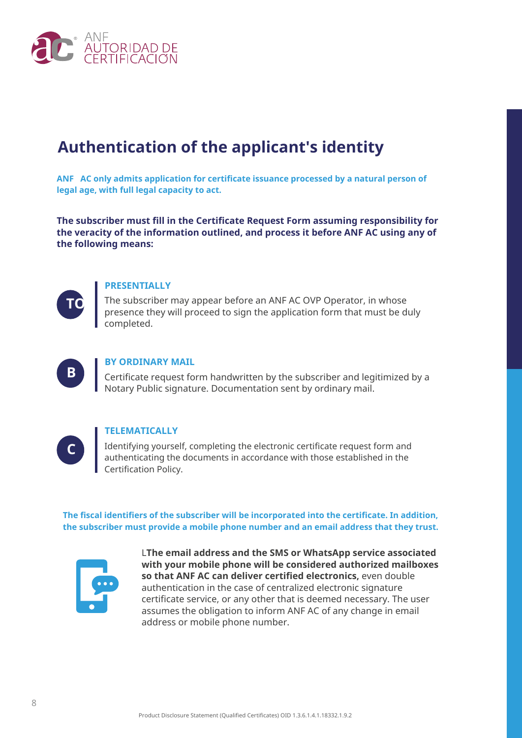# Authentication of the applicant's identity

**ANF AC only admits application for certificate issuance processed by a natural person of legal age, with full legal capacity to act.**

**The subscriber must fill in the Certificate Request Form assuming responsibility for the veracity of the information outlined, and process it before ANF AC using any of the following means:**

**TO**

**PRESENTIALLY**

The subscriber may appear before an ANF AC OVP Operator, in whose presence they will proceed to sign the application form that must be duly completed.

**B**

**BY ORDINARY MAIL**

Certificate request form handwritten by the subscriber and legitimized by a Notary Public signature. Documentation sent by ordinary mail.

**C**

**TELEMATICALLY**

Identifying yourself, completing the electronic certificate request form and authenticating the documents in accordance with those established in the Certification Policy.

**The fiscal identifiers of the subscriber will be incorporated into the certificate. In addition, the subscriber must provide a mobile phone number and an email address that they trust.**

L**The email address and the SMS or WhatsApp service associated with your mobile phone will be considered authorized mailboxes so that ANF AC can deliver certified electronics,** even double authentication in the case of centralized electronic signature certificate service, or any other that is deemed necessary. The user assumes the obligation to inform ANF AC of any change in email address or mobile phone number.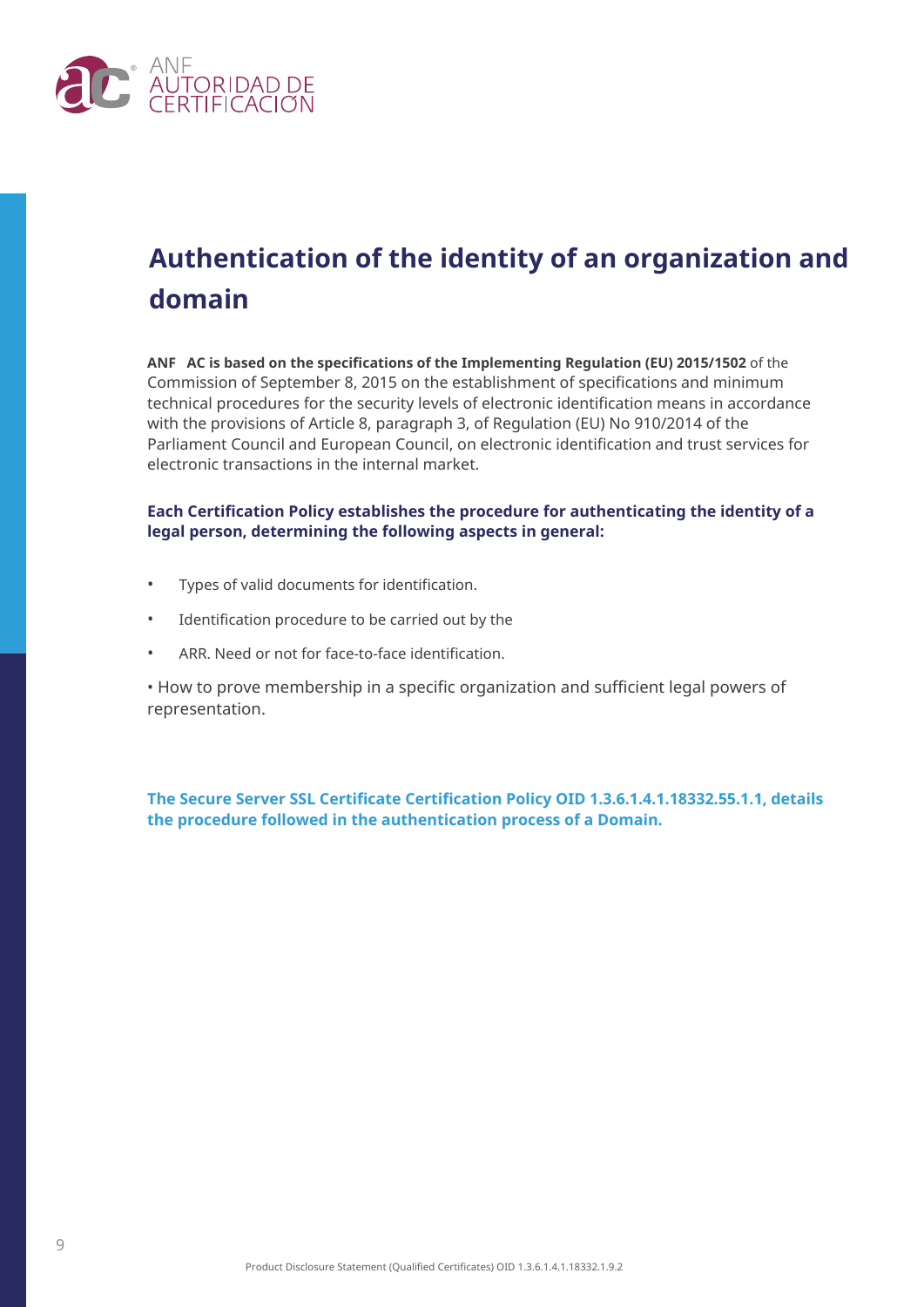# Authentication of the identity of an organization and domain

**ANF AC is based on the specifications of the Implementing Regulation (EU) 2015/1502** of the Commission of September 8, 2015 on the establishment of specifications and minimum technical procedures for the security levels of electronic identification means in accordance with the provisions of Article 8, paragraph 3, of Regulation (EU) No 910/2014 of the Parliament Council and European Council, on electronic identification and trust services for electronic transactions in the internal market.

**Each Certification Policy establishes the procedure for authenticating the identity of a legal person, determining the following aspects in general:**

- Types of valid documents for identification.
- Identification procedure to be carried out by the
- ARR. Need or not for face-to-face identification.

• How to prove membership in a specific organization and sufficient legal powers of representation.

**The Secure Server SSL Certificate Certification Policy OID 1.3.6.1.4.1.18332.55.1.1, details the procedure followed in the authentication process of a Domain.**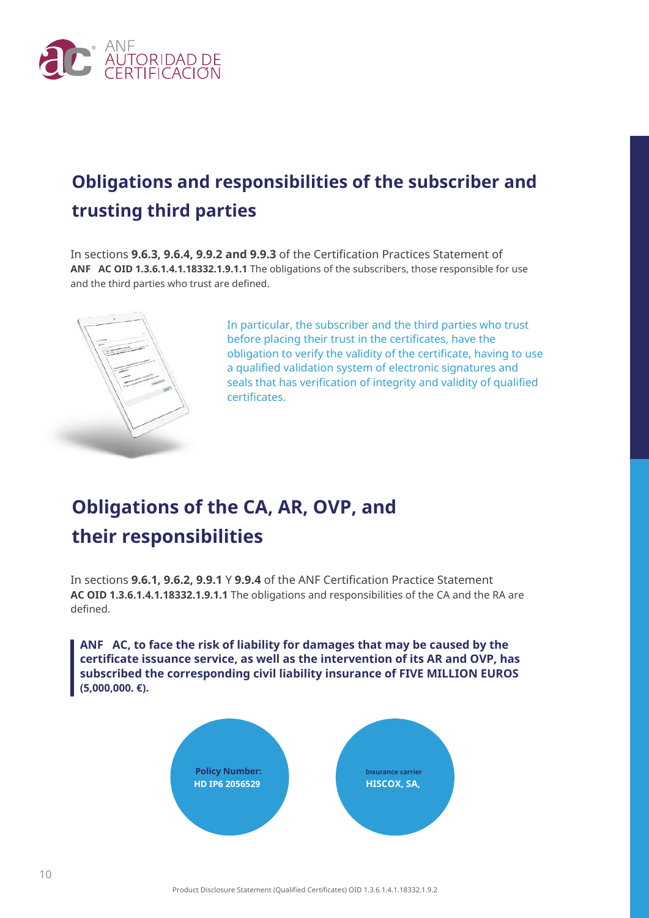## Obligations and responsibilities of the subscriber and trusting third parties

In sections **9.6.3, 9.6.4, 9.9.2 and 9.9.3** of the Certification Practices Statement of **ANF AC OID 1.3.6.1.4.1.18332.1.9.1.1** The obligations of the subscribers, those responsible for use and the third parties who trust are defined.

In particular, the subscriber and the third parties who trust before placing their trust in the certificates, have the obligation to verify the validity of the certificate, having to use a qualified validation system of electronic signatures and seals that has verification of integrity and validity of qualified certificates.

## Obligations of the CA, AR, OVP, and their responsibilities

In sections **9.6.1, 9.6.2, 9.9.1** Y **9.9.4** of the ANF Certification Practice Statement **AC OID 1.3.6.1.4.1.18332.1.9.1.1** The obligations and responsibilities of the CA and the RA are defined.

**ANF AC, to face the risk of liability for damages that may be caused by the certificate issuance service, as well as the intervention of its AR and OVP, has subscribed the corresponding civil liability insurance of FIVE MILLION EUROS (5,000,000. €).**

**Policy Number:**
**HD IP6 2056529**

**Insurance carrier**
**HISCOX, SA,**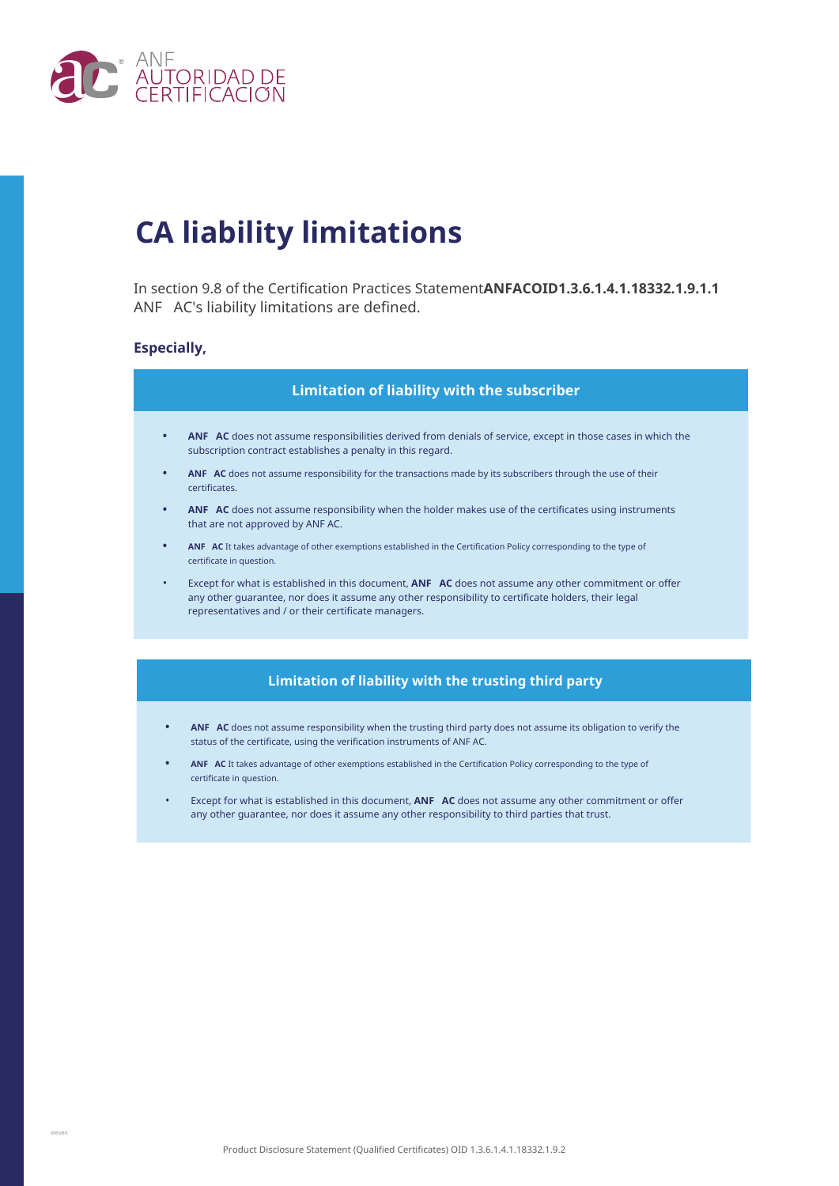# CA liability limitations

In section 9.8 of the Certification Practices Statement**ANFACOID1.3.6.1.4.1.18332.1.9.1.1** ANF AC's liability limitations are defined.

**Especially,**

## Limitation of liability with the subscriber

- **ANF AC** does not assume responsibilities derived from denials of service, except in those cases in which the subscription contract establishes a penalty in this regard.
- **ANF AC** does not assume responsibility for the transactions made by its subscribers through the use of their certificates.
- **ANF AC** does not assume responsibility when the holder makes use of the certificates using instruments that are not approved by ANF AC.
- **ANF AC** It takes advantage of other exemptions established in the Certification Policy corresponding to the type of certificate in question.
- Except for what is established in this document, **ANF AC** does not assume any other commitment or offer any other guarantee, nor does it assume any other responsibility to certificate holders, their legal representatives and / or their certificate managers.

## Limitation of liability with the trusting third party

- **ANF AC** does not assume responsibility when the trusting third party does not assume its obligation to verify the status of the certificate, using the verification instruments of ANF AC.
- **ANF AC** It takes advantage of other exemptions established in the Certification Policy corresponding to the type of certificate in question.
- Except for what is established in this document, **ANF AC** does not assume any other commitment or offer any other guarantee, nor does it assume any other responsibility to third parties that trust.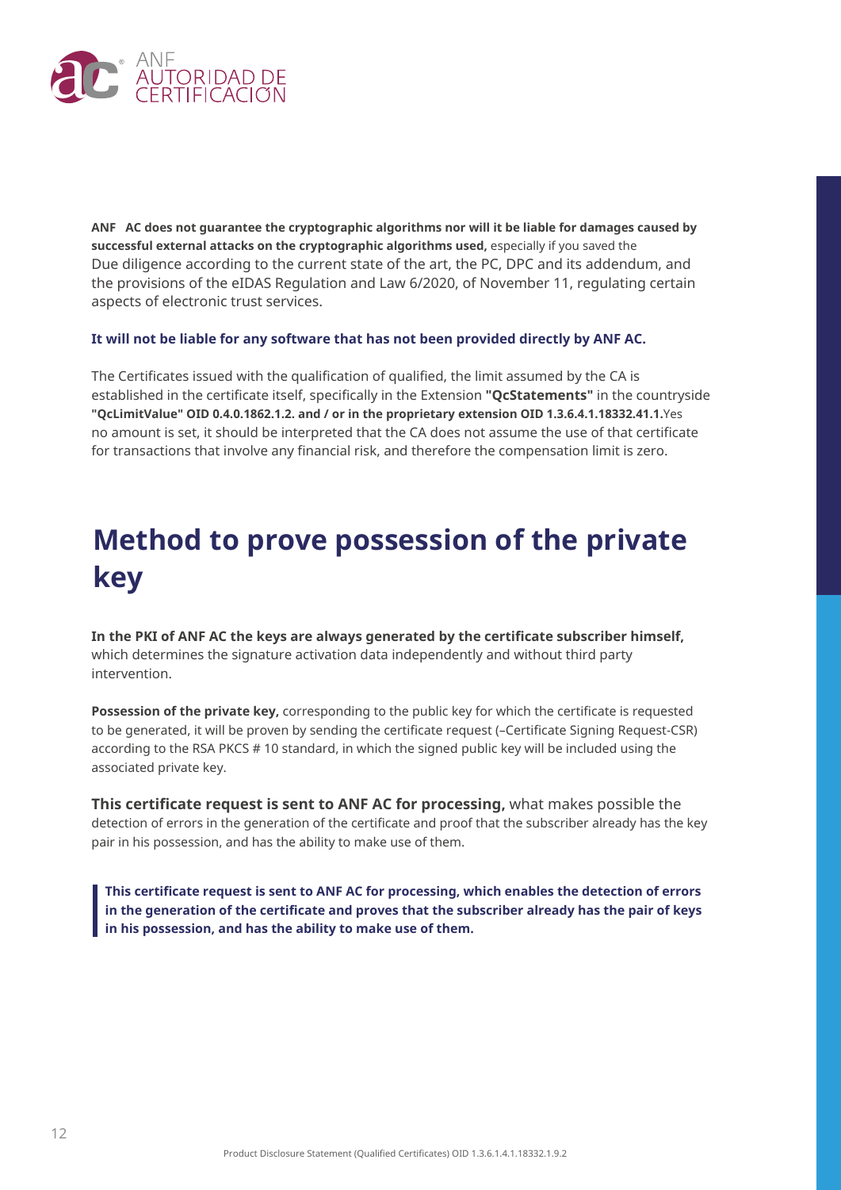**ANF AC does not guarantee the cryptographic algorithms nor will it be liable for damages caused by successful external attacks on the cryptographic algorithms used,** especially if you saved the Due diligence according to the current state of the art, the PC, DPC and its addendum, and the provisions of the eIDAS Regulation and Law 6/2020, of November 11, regulating certain aspects of electronic trust services.

**It will not be liable for any software that has not been provided directly by ANF AC.**

The Certificates issued with the qualification of qualified, the limit assumed by the CA is established in the certificate itself, specifically in the Extension **"QcStatements"** in the countryside **"QcLimitValue" OID 0.4.0.1862.1.2. and / or in the proprietary extension OID 1.3.6.4.1.18332.41.1.** Yes no amount is set, it should be interpreted that the CA does not assume the use of that certificate for transactions that involve any financial risk, and therefore the compensation limit is zero.

# Method to prove possession of the private key

**In the PKI of ANF AC the keys are always generated by the certificate subscriber himself,** which determines the signature activation data independently and without third party intervention.

**Possession of the private key,** corresponding to the public key for which the certificate is requested to be generated, it will be proven by sending the certificate request (–Certificate Signing Request-CSR) according to the RSA PKCS # 10 standard, in which the signed public key will be included using the associated private key.

**This certificate request is sent to ANF AC for processing,** what makes possible the detection of errors in the generation of the certificate and proof that the subscriber already has the key pair in his possession, and has the ability to make use of them.

> **This certificate request is sent to ANF AC for processing, which enables the detection of errors in the generation of the certificate and proves that the subscriber already has the pair of keys in his possession, and has the ability to make use of them.**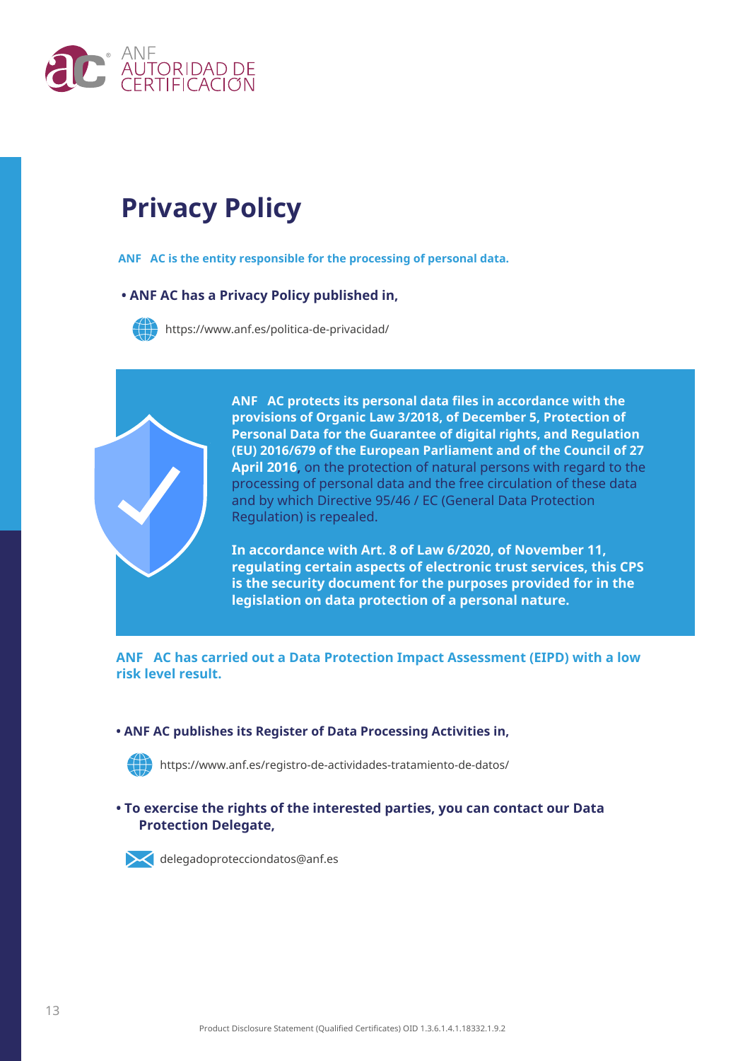# Privacy Policy

**ANF AC is the entity responsible for the processing of personal data.**

- **ANF AC has a Privacy Policy published in,**

https://www.anf.es/politica-de-privacidad/

**ANF AC protects its personal data files in accordance with the provisions of Organic Law 3/2018, of December 5, Protection of Personal Data for the Guarantee of digital rights, and Regulation (EU) 2016/679 of the European Parliament and of the Council of 27 April 2016,** on the protection of natural persons with regard to the processing of personal data and the free circulation of these data and by which Directive 95/46 / EC (General Data Protection Regulation) is repealed.

**In accordance with Art. 8 of Law 6/2020, of November 11, regulating certain aspects of electronic trust services, this CPS is the security document for the purposes provided for in the legislation on data protection of a personal nature.**

**ANF AC has carried out a Data Protection Impact Assessment (EIPD) with a low risk level result.**

- **ANF AC publishes its Register of Data Processing Activities in,**

https://www.anf.es/registro-de-actividades-tratamiento-de-datos/

- **To exercise the rights of the interested parties, you can contact our Data Protection Delegate,**

delegadoprotecciondatos@anf.es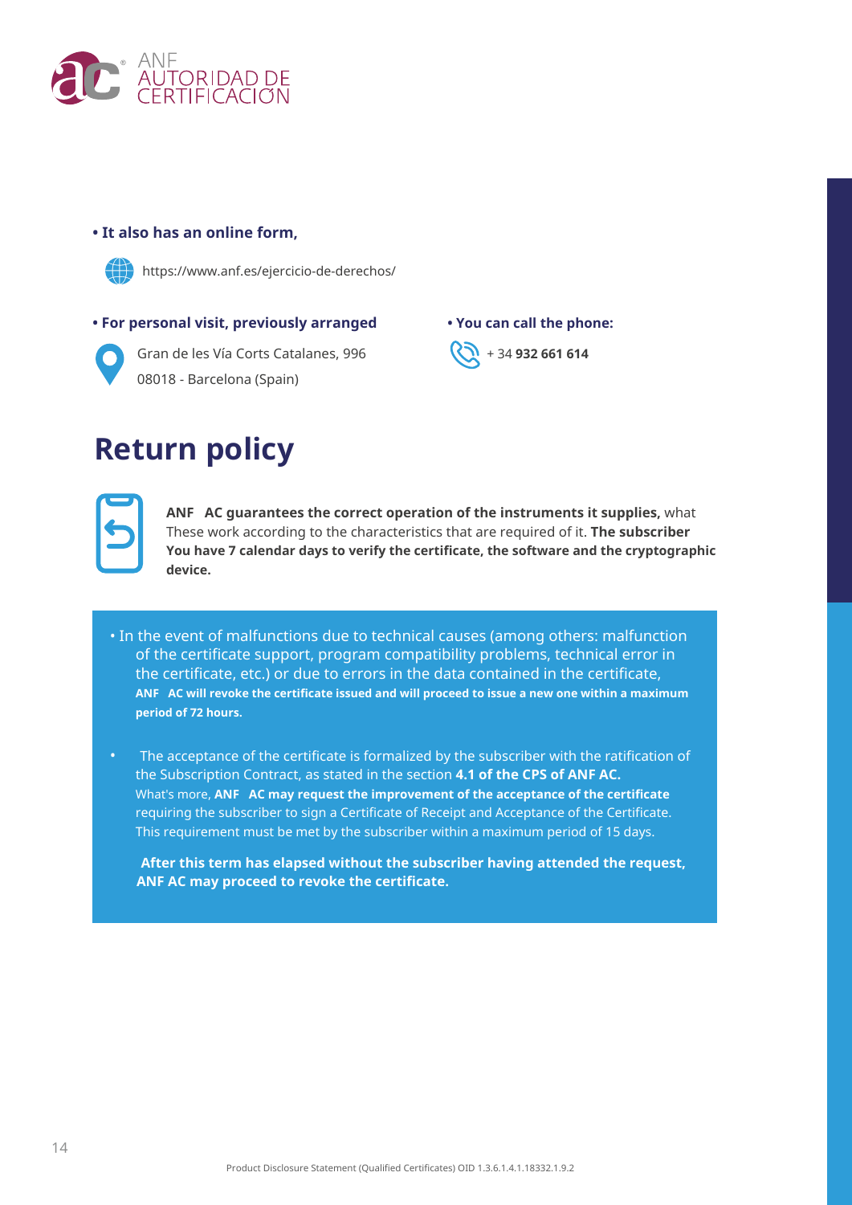**• It also has an online form,**

https://www.anf.es/ejercicio-de-derechos/

**• For personal visit, previously arranged**

Gran de les Vía Corts Catalanes, 996
08018 - Barcelona (Spain)

**• You can call the phone:**

+ 34 **932 661 614**

# Return policy

**ANF AC guarantees the correct operation of the instruments it supplies,** what These work according to the characteristics that are required of it. **The subscriber You have 7 calendar days to verify the certificate, the software and the cryptographic device.**

- In the event of malfunctions due to technical causes (among others: malfunction of the certificate support, program compatibility problems, technical error in the certificate, etc.) or due to errors in the data contained in the certificate, **ANF AC will revoke the certificate issued and will proceed to issue a new one within a maximum period of 72 hours.**

- The acceptance of the certificate is formalized by the subscriber with the ratification of the Subscription Contract, as stated in the section **4.1 of the CPS of ANF AC.** What's more, **ANF AC may request the improvement of the acceptance of the certificate** requiring the subscriber to sign a Certificate of Receipt and Acceptance of the Certificate. This requirement must be met by the subscriber within a maximum period of 15 days.

  **After this term has elapsed without the subscriber having attended the request, ANF AC may proceed to revoke the certificate.**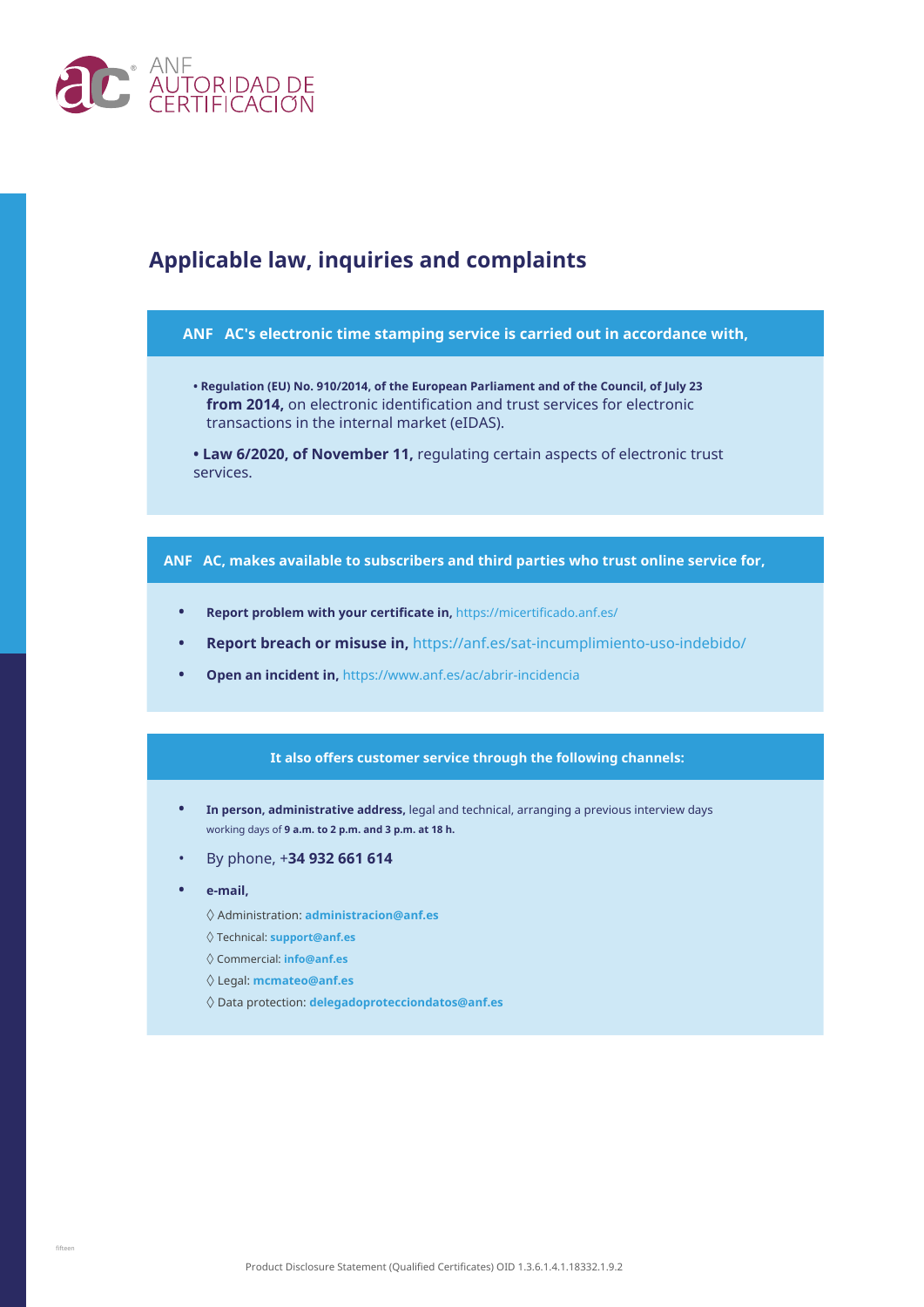## Applicable law, inquiries and complaints

**ANF AC's electronic time stamping service is carried out in accordance with,**

- **Regulation (EU) No. 910/2014, of the European Parliament and of the Council, of July 23 from 2014,** on electronic identification and trust services for electronic transactions in the internal market (eIDAS).
- **Law 6/2020, of November 11,** regulating certain aspects of electronic trust services.

**ANF AC, makes available to subscribers and third parties who trust online service for,**

- **Report problem with your certificate in,** https://micertificado.anf.es/
- **Report breach or misuse in,** https://anf.es/sat-incumplimiento-uso-indebido/
- **Open an incident in,** https://www.anf.es/ac/abrir-incidencia

**It also offers customer service through the following channels:**

- **In person, administrative address,** legal and technical, arranging a previous interview days working days of **9 a.m. to 2 p.m. and 3 p.m. at 18 h.**
- By phone, +**34 932 661 614**
- **e-mail,**
  - ◊ Administration: **administracion@anf.es**
  - ◊ Technical: **support@anf.es**
  - ◊ Commercial: **info@anf.es**
  - ◊ Legal: **mcmateo@anf.es**
  - ◊ Data protection: **delegadoprotecciondatos@anf.es**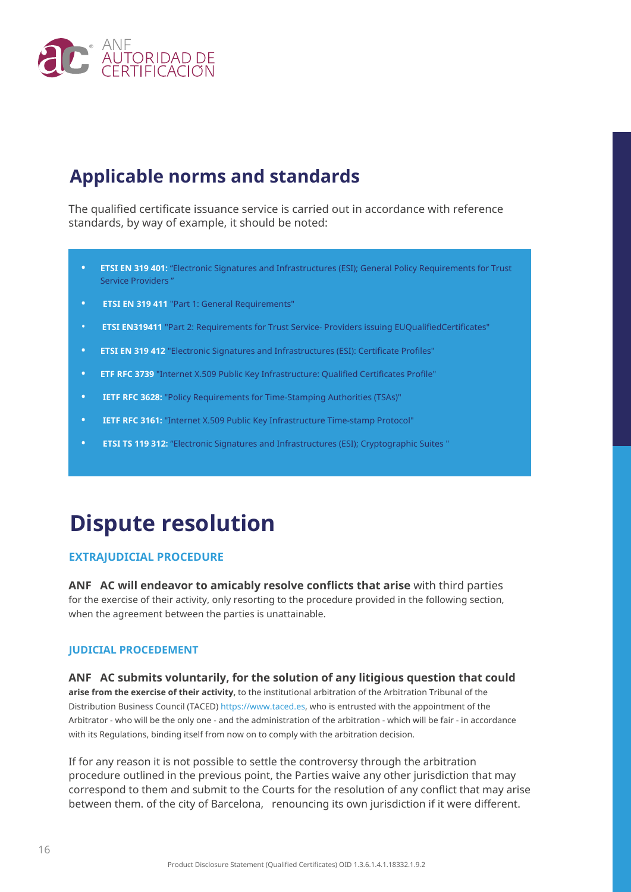## Applicable norms and standards

The qualified certificate issuance service is carried out in accordance with reference standards, by way of example, it should be noted:

- **ETSI EN 319 401:** "Electronic Signatures and Infrastructures (ESI); General Policy Requirements for Trust Service Providers "
- **ETSI EN 319 411** "Part 1: General Requirements"
- **ETSI EN319411** "Part 2: Requirements for Trust Service- Providers issuing EUQualifiedCertificates"
- **ETSI EN 319 412** "Electronic Signatures and Infrastructures (ESI): Certificate Profiles"
- **ETF RFC 3739** "Internet X.509 Public Key Infrastructure: Qualified Certificates Profile"
- **IETF RFC 3628:** "Policy Requirements for Time-Stamping Authorities (TSAs)"
- **IETF RFC 3161:** "Internet X.509 Public Key Infrastructure Time-stamp Protocol"
- **ETSI TS 119 312:** "Electronic Signatures and Infrastructures (ESI); Cryptographic Suites "

# Dispute resolution

### EXTRAJUDICIAL PROCEDURE

**ANF AC will endeavor to amicably resolve conflicts that arise** with third parties for the exercise of their activity, only resorting to the procedure provided in the following section, when the agreement between the parties is unattainable.

### JUDICIAL PROCEDEMENT

**ANF AC submits voluntarily, for the solution of any litigious question that could arise from the exercise of their activity,** to the institutional arbitration of the Arbitration Tribunal of the Distribution Business Council (TACED) https://www.taced.es, who is entrusted with the appointment of the Arbitrator - who will be the only one - and the administration of the arbitration - which will be fair - in accordance with its Regulations, binding itself from now on to comply with the arbitration decision.

If for any reason it is not possible to settle the controversy through the arbitration procedure outlined in the previous point, the Parties waive any other jurisdiction that may correspond to them and submit to the Courts for the resolution of any conflict that may arise between them. of the city of Barcelona, renouncing its own jurisdiction if it were different.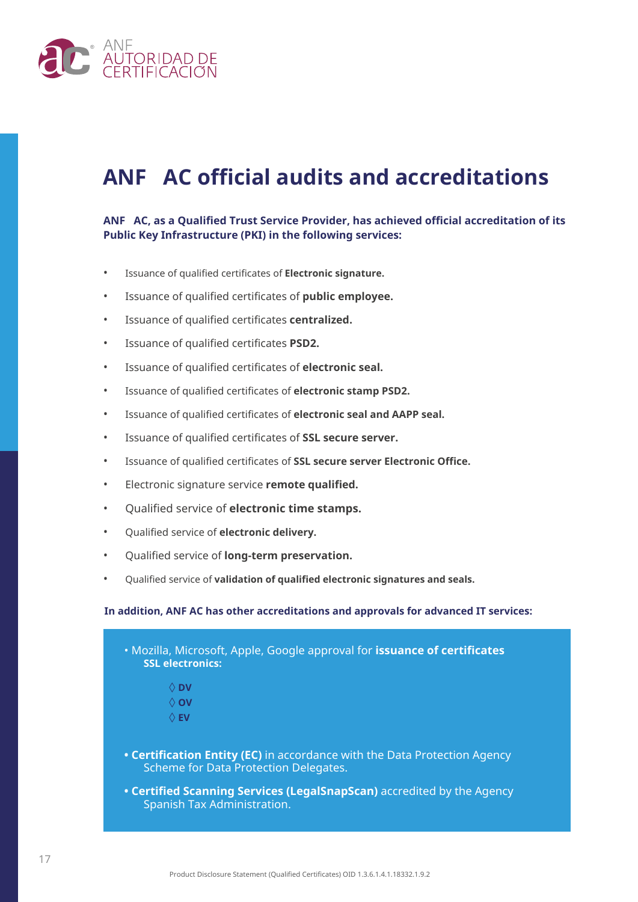# ANF AC official audits and accreditations

**ANF AC, as a Qualified Trust Service Provider, has achieved official accreditation of its Public Key Infrastructure (PKI) in the following services:**

- Issuance of qualified certificates of **Electronic signature.**
- Issuance of qualified certificates of **public employee.**
- Issuance of qualified certificates **centralized.**
- Issuance of qualified certificates **PSD2.**
- Issuance of qualified certificates of **electronic seal.**
- Issuance of qualified certificates of **electronic stamp PSD2.**
- Issuance of qualified certificates of **electronic seal and AAPP seal.**
- Issuance of qualified certificates of **SSL secure server.**
- Issuance of qualified certificates of **SSL secure server Electronic Office.**
- Electronic signature service **remote qualified.**
- Qualified service of **electronic time stamps.**
- Qualified service of **electronic delivery.**
- Qualified service of **long-term preservation.**
- Qualified service of **validation of qualified electronic signatures and seals.**

**In addition, ANF AC has other accreditations and approvals for advanced IT services:**

- Mozilla, Microsoft, Apple, Google approval for **issuance of certificates SSL electronics:**
  - ◊ **DV**
  - ◊ **OV**
  - ◊ **EV**
- **Certification Entity (EC)** in accordance with the Data Protection Agency Scheme for Data Protection Delegates.
- **Certified Scanning Services (LegalSnapScan)** accredited by the Agency Spanish Tax Administration.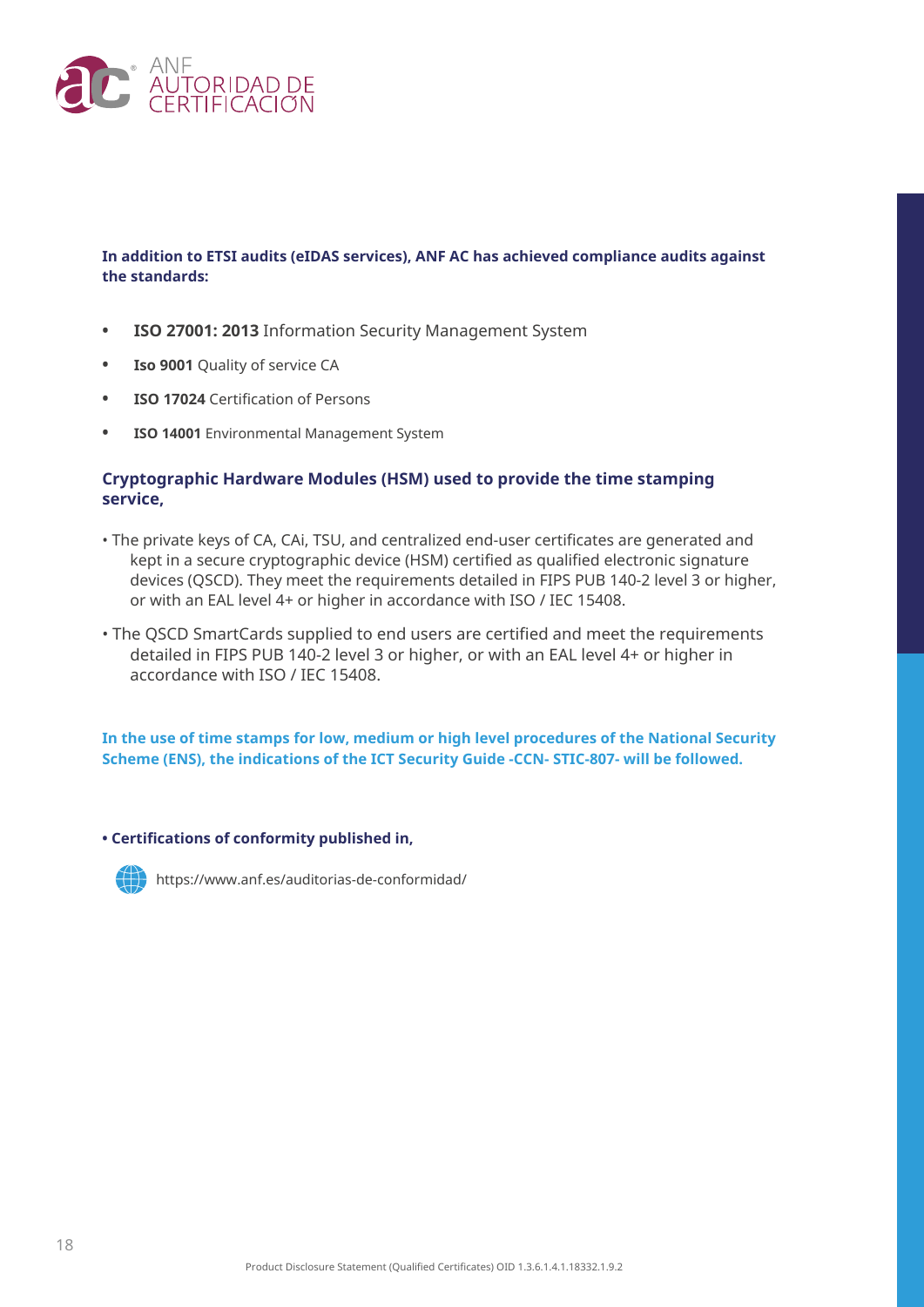**In addition to ETSI audits (eIDAS services), ANF AC has achieved compliance audits against the standards:**

- **ISO 27001: 2013** Information Security Management System
- **Iso 9001** Quality of service CA
- **ISO 17024** Certification of Persons
- **ISO 14001** Environmental Management System

**Cryptographic Hardware Modules (HSM) used to provide the time stamping service,**

- The private keys of CA, CAi, TSU, and centralized end-user certificates are generated and kept in a secure cryptographic device (HSM) certified as qualified electronic signature devices (QSCD). They meet the requirements detailed in FIPS PUB 140-2 level 3 or higher, or with an EAL level 4+ or higher in accordance with ISO / IEC 15408.
- The QSCD SmartCards supplied to end users are certified and meet the requirements detailed in FIPS PUB 140-2 level 3 or higher, or with an EAL level 4+ or higher in accordance with ISO / IEC 15408.

**In the use of time stamps for low, medium or high level procedures of the National Security Scheme (ENS), the indications of the ICT Security Guide -CCN- STIC-807- will be followed.**

- **Certifications of conformity published in,**

https://www.anf.es/auditorias-de-conformidad/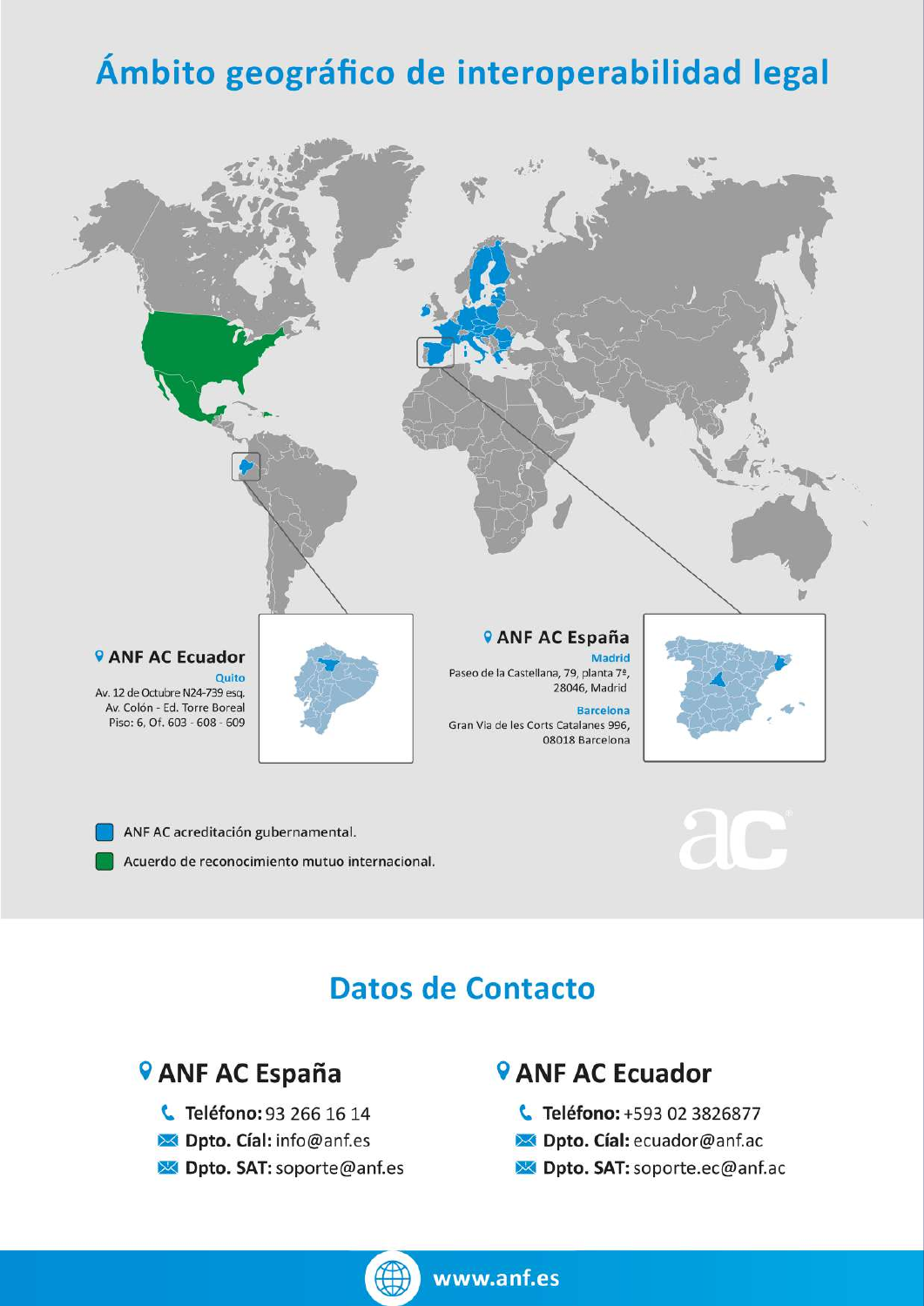# Ámbito geográfico de interoperabilidad legal

**ANF AC Ecuador**

Quito

Av. 12 de Octubre N24-739 esq.
Av. Colón - Ed. Torre Boreal
Piso: 6, Of. 603 - 608 - 609

**ANF AC España**

Madrid

Paseo de la Castellana, 79, planta 7ª,
28046, Madrid

Barcelona

Gran Via de les Corts Catalanes 996,
08018 Barcelona

ANF AC acreditación gubernamental.

Acuerdo de reconocimiento mutuo internacional.

## Datos de Contacto

### ANF AC España

- **Teléfono:** 93 266 16 14
- **Dpto. Cíal:** info@anf.es
- **Dpto. SAT:** soporte@anf.es

### ANF AC Ecuador

- **Teléfono:** +593 02 3826877
- **Dpto. Cíal:** ecuador@anf.ac
- **Dpto. SAT:** soporte.ec@anf.ac

www.anf.es